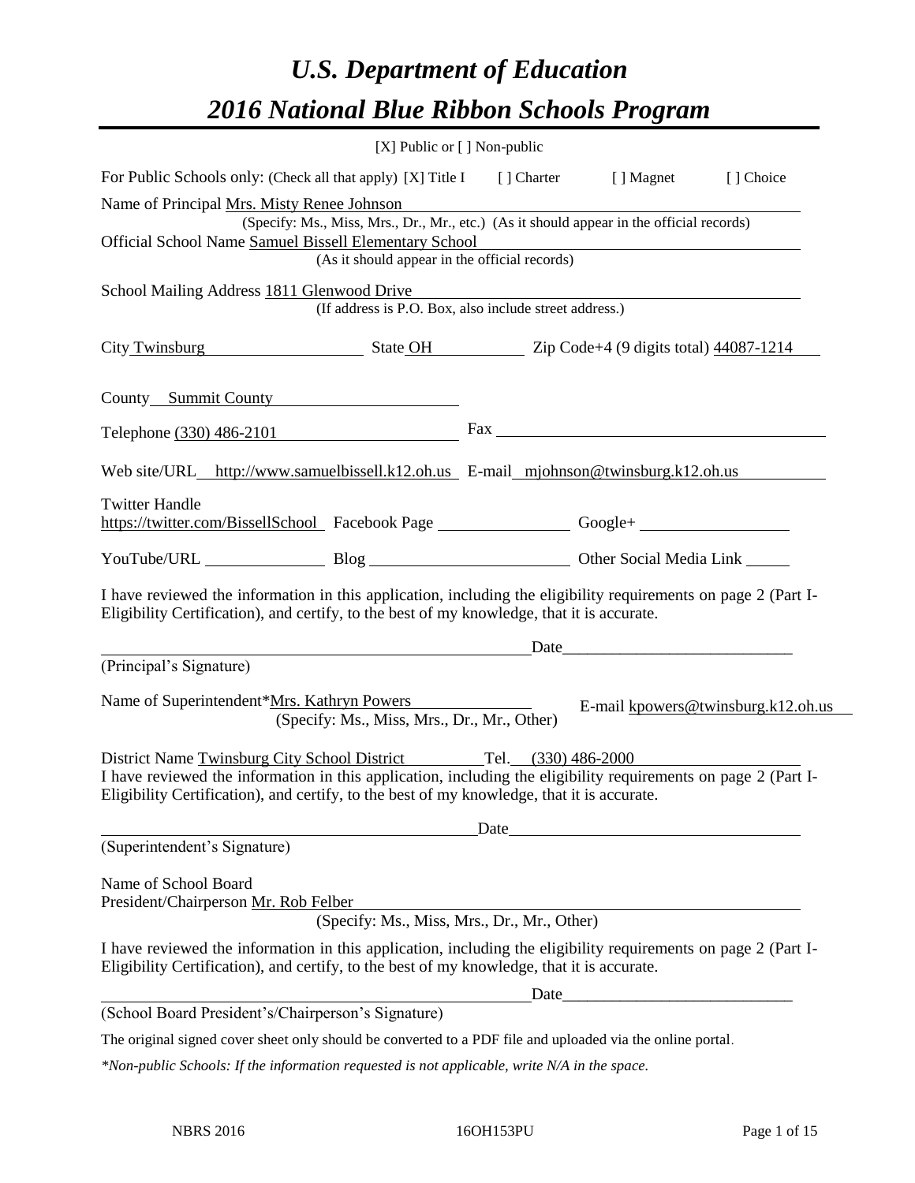# *U.S. Department of Education*

# *2016 National Blue Ribbon Schools Program*

[X] Public or [ ] Non-public

For Public Schools only: (Check all that apply) [X] Title I [ ] Charter [ ] Magnet [ ] Choice

Name of Principal Mrs. Misty Renee Johnson
(Specify: Ms., Miss, Mrs., Dr., Mr., etc.) (As it should appear in the official records)

Official School Name Samuel Bissell Elementary School
(As it should appear in the official records)

School Mailing Address 1811 Glenwood Drive
(If address is P.O. Box, also include street address.)

City Twinsburg State OH Zip Code+4 (9 digits total) 44087-1214

County Summit County

Telephone (330) 486-2101 Fax

Web site/URL http://www.samuelbissell.k12.oh.us E-mail mjohnson@twinsburg.k12.oh.us

Twitter Handle
https://twitter.com/BissellSchool Facebook Page Google+

YouTube/URL Blog Other Social Media Link

I have reviewed the information in this application, including the eligibility requirements on page 2 (Part I-Eligibility Certification), and certify, to the best of my knowledge, that it is accurate.

Date\_\_\_\_\_\_\_\_\_\_\_\_\_\_\_\_\_\_\_\_\_\_\_\_\_\_\_\_\_

(Principal's Signature)

Name of Superintendent*Mrs. Kathryn Powers E-mail kpowers@twinsburg.k12.oh.us
(Specify: Ms., Miss, Mrs., Dr., Mr., Other)

District Name Twinsburg City School District Tel. (330) 486-2000

I have reviewed the information in this application, including the eligibility requirements on page 2 (Part I-Eligibility Certification), and certify, to the best of my knowledge, that it is accurate.

Date

(Superintendent's Signature)

Name of School Board
President/Chairperson Mr. Rob Felber
(Specify: Ms., Miss, Mrs., Dr., Mr., Other)

I have reviewed the information in this application, including the eligibility requirements on page 2 (Part I-Eligibility Certification), and certify, to the best of my knowledge, that it is accurate.

Date\_\_\_\_\_\_\_\_\_\_\_\_\_\_\_\_\_\_\_\_\_\_\_\_\_\_\_\_\_

(School Board President's/Chairperson's Signature)

The original signed cover sheet only should be converted to a PDF file and uploaded via the online portal.

*\*Non-public Schools: If the information requested is not applicable, write N/A in the space.*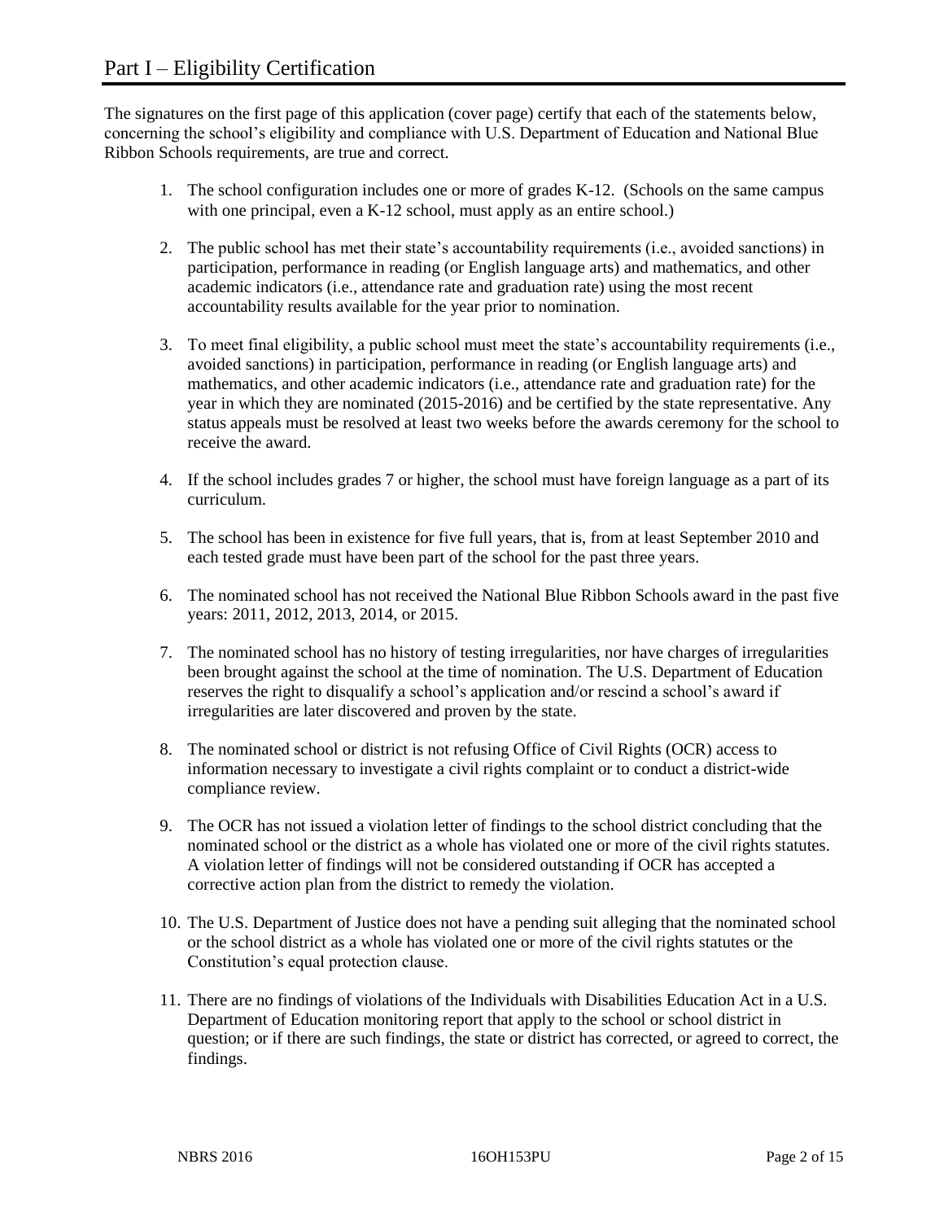# Part I – Eligibility Certification

The signatures on the first page of this application (cover page) certify that each of the statements below, concerning the school's eligibility and compliance with U.S. Department of Education and National Blue Ribbon Schools requirements, are true and correct.

1. The school configuration includes one or more of grades K-12. (Schools on the same campus with one principal, even a K-12 school, must apply as an entire school.)

2. The public school has met their state's accountability requirements (i.e., avoided sanctions) in participation, performance in reading (or English language arts) and mathematics, and other academic indicators (i.e., attendance rate and graduation rate) using the most recent accountability results available for the year prior to nomination.

3. To meet final eligibility, a public school must meet the state's accountability requirements (i.e., avoided sanctions) in participation, performance in reading (or English language arts) and mathematics, and other academic indicators (i.e., attendance rate and graduation rate) for the year in which they are nominated (2015-2016) and be certified by the state representative. Any status appeals must be resolved at least two weeks before the awards ceremony for the school to receive the award.

4. If the school includes grades 7 or higher, the school must have foreign language as a part of its curriculum.

5. The school has been in existence for five full years, that is, from at least September 2010 and each tested grade must have been part of the school for the past three years.

6. The nominated school has not received the National Blue Ribbon Schools award in the past five years: 2011, 2012, 2013, 2014, or 2015.

7. The nominated school has no history of testing irregularities, nor have charges of irregularities been brought against the school at the time of nomination. The U.S. Department of Education reserves the right to disqualify a school's application and/or rescind a school's award if irregularities are later discovered and proven by the state.

8. The nominated school or district is not refusing Office of Civil Rights (OCR) access to information necessary to investigate a civil rights complaint or to conduct a district-wide compliance review.

9. The OCR has not issued a violation letter of findings to the school district concluding that the nominated school or the district as a whole has violated one or more of the civil rights statutes. A violation letter of findings will not be considered outstanding if OCR has accepted a corrective action plan from the district to remedy the violation.

10. The U.S. Department of Justice does not have a pending suit alleging that the nominated school or the school district as a whole has violated one or more of the civil rights statutes or the Constitution's equal protection clause.

11. There are no findings of violations of the Individuals with Disabilities Education Act in a U.S. Department of Education monitoring report that apply to the school or school district in question; or if there are such findings, the state or district has corrected, or agreed to correct, the findings.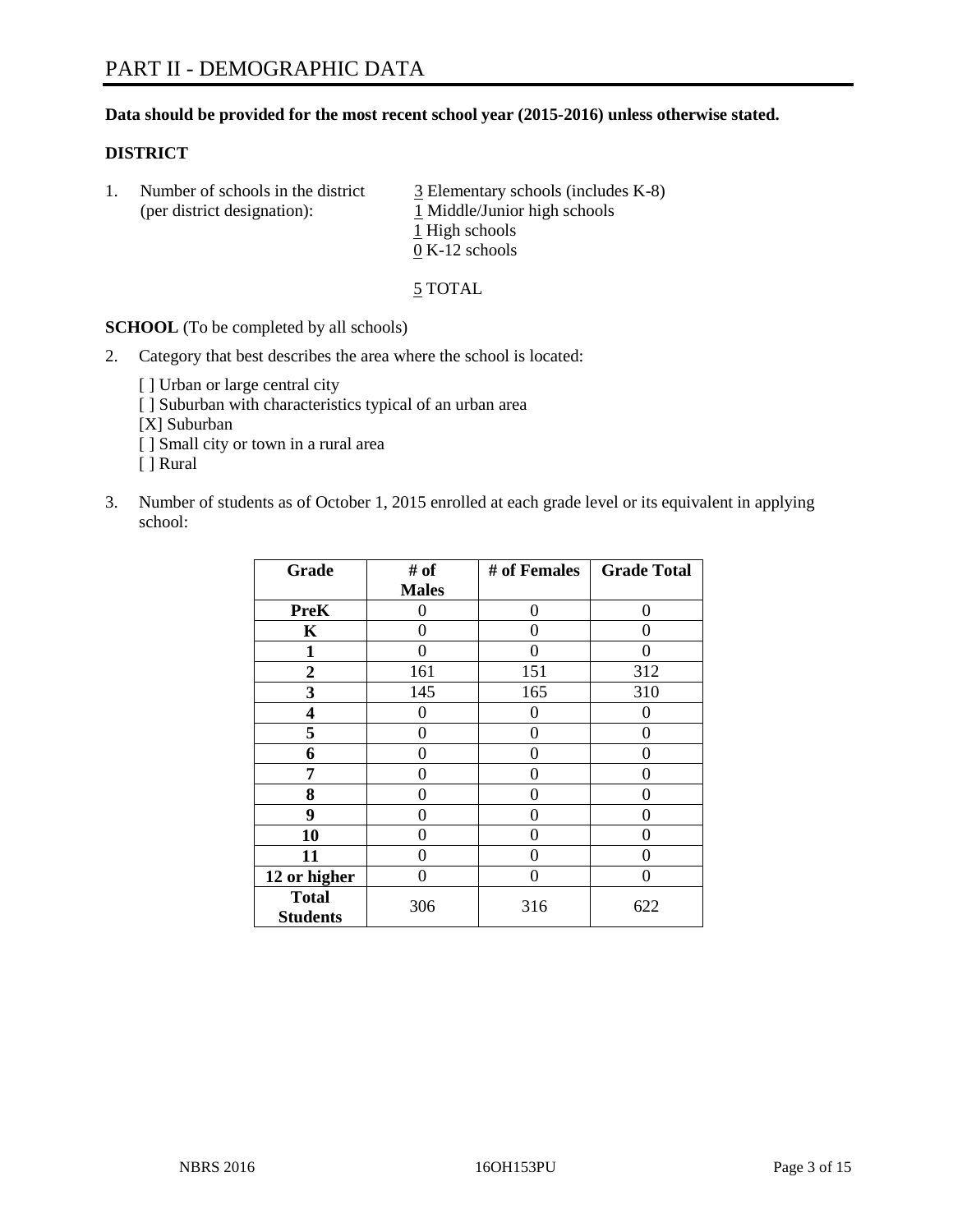# PART II - DEMOGRAPHIC DATA

**Data should be provided for the most recent school year (2015-2016) unless otherwise stated.**

**DISTRICT**

1. Number of schools in the district (per district designation):
   - 3 Elementary schools (includes K-8)
   - 1 Middle/Junior high schools
   - 1 High schools
   - 0 K-12 schools

   5 TOTAL

**SCHOOL** (To be completed by all schools)

2. Category that best describes the area where the school is located:

   [ ] Urban or large central city
   [ ] Suburban with characteristics typical of an urban area
   [X] Suburban
   [ ] Small city or town in a rural area
   [ ] Rural

3. Number of students as of October 1, 2015 enrolled at each grade level or its equivalent in applying school:

| Grade | # of Males | # of Females | Grade Total |
|---|---|---|---|
| **PreK** | 0 | 0 | 0 |
| **K** | 0 | 0 | 0 |
| **1** | 0 | 0 | 0 |
| **2** | 161 | 151 | 312 |
| **3** | 145 | 165 | 310 |
| **4** | 0 | 0 | 0 |
| **5** | 0 | 0 | 0 |
| **6** | 0 | 0 | 0 |
| **7** | 0 | 0 | 0 |
| **8** | 0 | 0 | 0 |
| **9** | 0 | 0 | 0 |
| **10** | 0 | 0 | 0 |
| **11** | 0 | 0 | 0 |
| **12 or higher** | 0 | 0 | 0 |
| **Total Students** | 306 | 316 | 622 |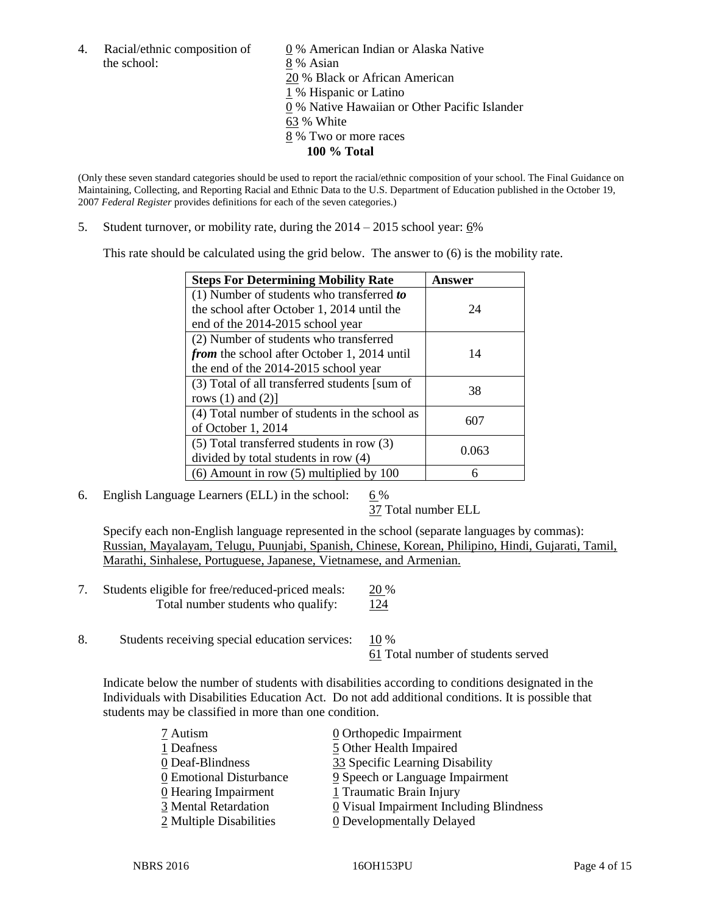4. Racial/ethnic composition of the school:

0 % American Indian or Alaska Native
8 % Asian
20 % Black or African American
1 % Hispanic or Latino
0 % Native Hawaiian or Other Pacific Islander
63 % White
8 % Two or more races
**100 % Total**

(Only these seven standard categories should be used to report the racial/ethnic composition of your school. The Final Guidance on Maintaining, Collecting, and Reporting Racial and Ethnic Data to the U.S. Department of Education published in the October 19, 2007 *Federal Register* provides definitions for each of the seven categories.)

5. Student turnover, or mobility rate, during the 2014 – 2015 school year: 6%

This rate should be calculated using the grid below. The answer to (6) is the mobility rate.

| **Steps For Determining Mobility Rate** | **Answer** |
|---|---|
| (1) Number of students who transferred ***to*** the school after October 1, 2014 until the end of the 2014-2015 school year | 24 |
| (2) Number of students who transferred ***from*** the school after October 1, 2014 until the end of the 2014-2015 school year | 14 |
| (3) Total of all transferred students [sum of rows (1) and (2)] | 38 |
| (4) Total number of students in the school as of October 1, 2014 | 607 |
| (5) Total transferred students in row (3) divided by total students in row (4) | 0.063 |
| (6) Amount in row (5) multiplied by 100 | 6 |

6. English Language Learners (ELL) in the school: 6 %
37 Total number ELL

Specify each non-English language represented in the school (separate languages by commas):
Russian, Mayalayam, Telugu, Puunjabi, Spanish, Chinese, Korean, Philipino, Hindi, Gujarati, Tamil, Marathi, Sinhalese, Portuguese, Japanese, Vietnamese, and Armenian.

7. Students eligible for free/reduced-priced meals: 20 %
Total number students who qualify: 124

8. Students receiving special education services: 10 %
61 Total number of students served

Indicate below the number of students with disabilities according to conditions designated in the Individuals with Disabilities Education Act. Do not add additional conditions. It is possible that students may be classified in more than one condition.

7 Autism
1 Deafness
0 Deaf-Blindness
0 Emotional Disturbance
0 Hearing Impairment
3 Mental Retardation
2 Multiple Disabilities
0 Orthopedic Impairment
5 Other Health Impaired
33 Specific Learning Disability
9 Speech or Language Impairment
1 Traumatic Brain Injury
0 Visual Impairment Including Blindness
0 Developmentally Delayed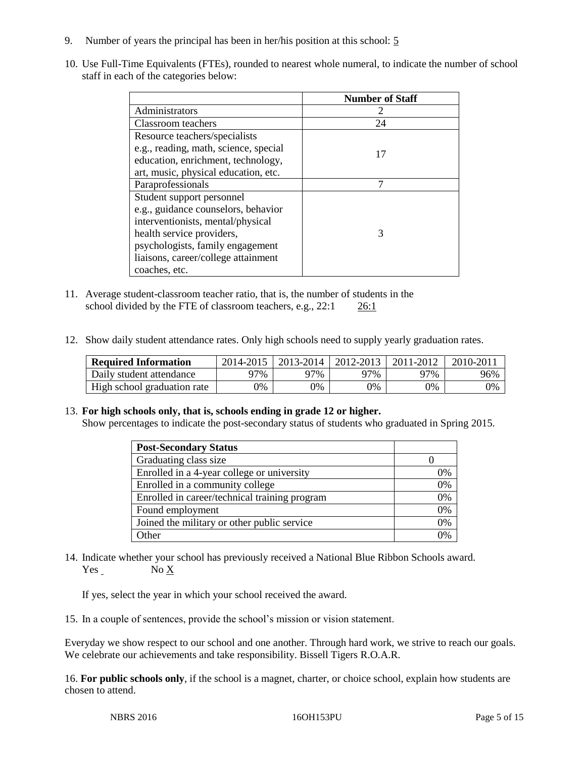9. Number of years the principal has been in her/his position at this school: 5

10. Use Full-Time Equivalents (FTEs), rounded to nearest whole numeral, to indicate the number of school staff in each of the categories below:

| | Number of Staff |
|---|---|
| Administrators | 2 |
| Classroom teachers | 24 |
| Resource teachers/specialists e.g., reading, math, science, special education, enrichment, technology, art, music, physical education, etc. | 17 |
| Paraprofessionals | 7 |
| Student support personnel e.g., guidance counselors, behavior interventionists, mental/physical health service providers, psychologists, family engagement liaisons, career/college attainment coaches, etc. | 3 |

11. Average student-classroom teacher ratio, that is, the number of students in the school divided by the FTE of classroom teachers, e.g., 22:1   26:1

12. Show daily student attendance rates. Only high schools need to supply yearly graduation rates.

| Required Information | 2014-2015 | 2013-2014 | 2012-2013 | 2011-2012 | 2010-2011 |
|---|---|---|---|---|---|
| Daily student attendance | 97% | 97% | 97% | 97% | 96% |
| High school graduation rate | 0% | 0% | 0% | 0% | 0% |

13. **For high schools only, that is, schools ending in grade 12 or higher.**
Show percentages to indicate the post-secondary status of students who graduated in Spring 2015.

| Post-Secondary Status | |
|---|---|
| Graduating class size | 0 |
| Enrolled in a 4-year college or university | 0% |
| Enrolled in a community college | 0% |
| Enrolled in career/technical training program | 0% |
| Found employment | 0% |
| Joined the military or other public service | 0% |
| Other | 0% |

14. Indicate whether your school has previously received a National Blue Ribbon Schools award.
Yes ___ No X

If yes, select the year in which your school received the award.

15. In a couple of sentences, provide the school's mission or vision statement.

Everyday we show respect to our school and one another. Through hard work, we strive to reach our goals. We celebrate our achievements and take responsibility. Bissell Tigers R.O.A.R.

16. **For public schools only**, if the school is a magnet, charter, or choice school, explain how students are chosen to attend.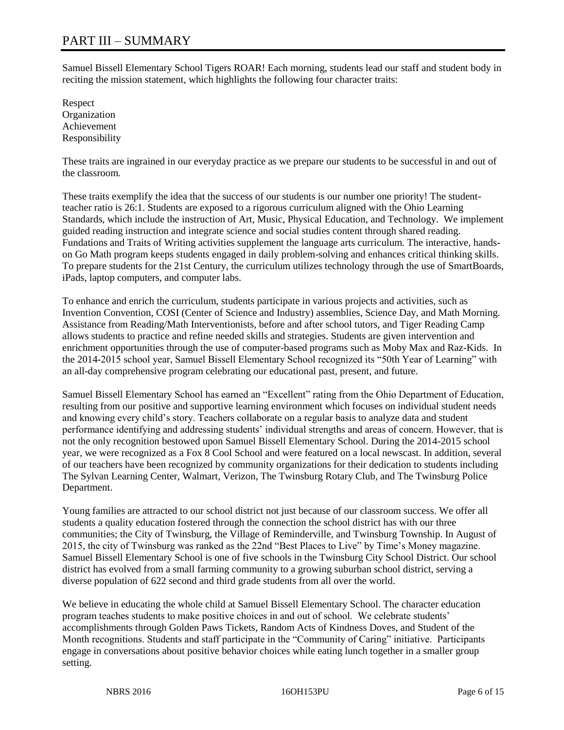# PART III – SUMMARY

Samuel Bissell Elementary School Tigers ROAR! Each morning, students lead our staff and student body in reciting the mission statement, which highlights the following four character traits:

Respect
Organization
Achievement
Responsibility

These traits are ingrained in our everyday practice as we prepare our students to be successful in and out of the classroom.

These traits exemplify the idea that the success of our students is our number one priority! The student-teacher ratio is 26:1. Students are exposed to a rigorous curriculum aligned with the Ohio Learning Standards, which include the instruction of Art, Music, Physical Education, and Technology. We implement guided reading instruction and integrate science and social studies content through shared reading. Fundations and Traits of Writing activities supplement the language arts curriculum. The interactive, hands-on Go Math program keeps students engaged in daily problem-solving and enhances critical thinking skills. To prepare students for the 21st Century, the curriculum utilizes technology through the use of SmartBoards, iPads, laptop computers, and computer labs.

To enhance and enrich the curriculum, students participate in various projects and activities, such as Invention Convention, COSI (Center of Science and Industry) assemblies, Science Day, and Math Morning. Assistance from Reading/Math Interventionists, before and after school tutors, and Tiger Reading Camp allows students to practice and refine needed skills and strategies. Students are given intervention and enrichment opportunities through the use of computer-based programs such as Moby Max and Raz-Kids. In the 2014-2015 school year, Samuel Bissell Elementary School recognized its "50th Year of Learning" with an all-day comprehensive program celebrating our educational past, present, and future.

Samuel Bissell Elementary School has earned an "Excellent" rating from the Ohio Department of Education, resulting from our positive and supportive learning environment which focuses on individual student needs and knowing every child's story. Teachers collaborate on a regular basis to analyze data and student performance identifying and addressing students' individual strengths and areas of concern. However, that is not the only recognition bestowed upon Samuel Bissell Elementary School. During the 2014-2015 school year, we were recognized as a Fox 8 Cool School and were featured on a local newscast. In addition, several of our teachers have been recognized by community organizations for their dedication to students including The Sylvan Learning Center, Walmart, Verizon, The Twinsburg Rotary Club, and The Twinsburg Police Department.

Young families are attracted to our school district not just because of our classroom success. We offer all students a quality education fostered through the connection the school district has with our three communities; the City of Twinsburg, the Village of Reminderville, and Twinsburg Township. In August of 2015, the city of Twinsburg was ranked as the 22nd "Best Places to Live" by Time's Money magazine. Samuel Bissell Elementary School is one of five schools in the Twinsburg City School District. Our school district has evolved from a small farming community to a growing suburban school district, serving a diverse population of 622 second and third grade students from all over the world.

We believe in educating the whole child at Samuel Bissell Elementary School. The character education program teaches students to make positive choices in and out of school. We celebrate students' accomplishments through Golden Paws Tickets, Random Acts of Kindness Doves, and Student of the Month recognitions. Students and staff participate in the "Community of Caring" initiative. Participants engage in conversations about positive behavior choices while eating lunch together in a smaller group setting.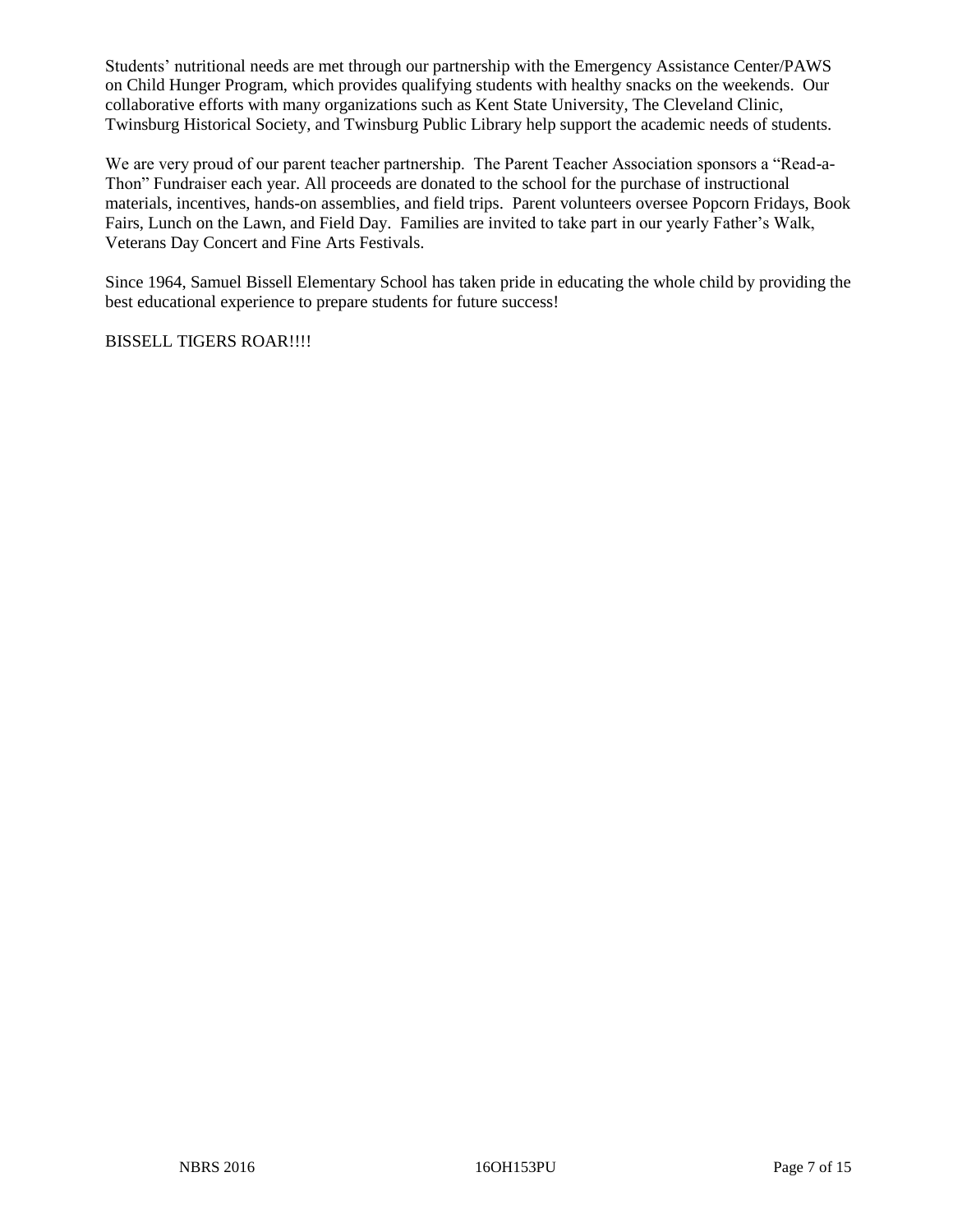Students' nutritional needs are met through our partnership with the Emergency Assistance Center/PAWS on Child Hunger Program, which provides qualifying students with healthy snacks on the weekends. Our collaborative efforts with many organizations such as Kent State University, The Cleveland Clinic, Twinsburg Historical Society, and Twinsburg Public Library help support the academic needs of students.

We are very proud of our parent teacher partnership. The Parent Teacher Association sponsors a "Read-a-Thon" Fundraiser each year. All proceeds are donated to the school for the purchase of instructional materials, incentives, hands-on assemblies, and field trips. Parent volunteers oversee Popcorn Fridays, Book Fairs, Lunch on the Lawn, and Field Day. Families are invited to take part in our yearly Father's Walk, Veterans Day Concert and Fine Arts Festivals.

Since 1964, Samuel Bissell Elementary School has taken pride in educating the whole child by providing the best educational experience to prepare students for future success!

BISSELL TIGERS ROAR!!!!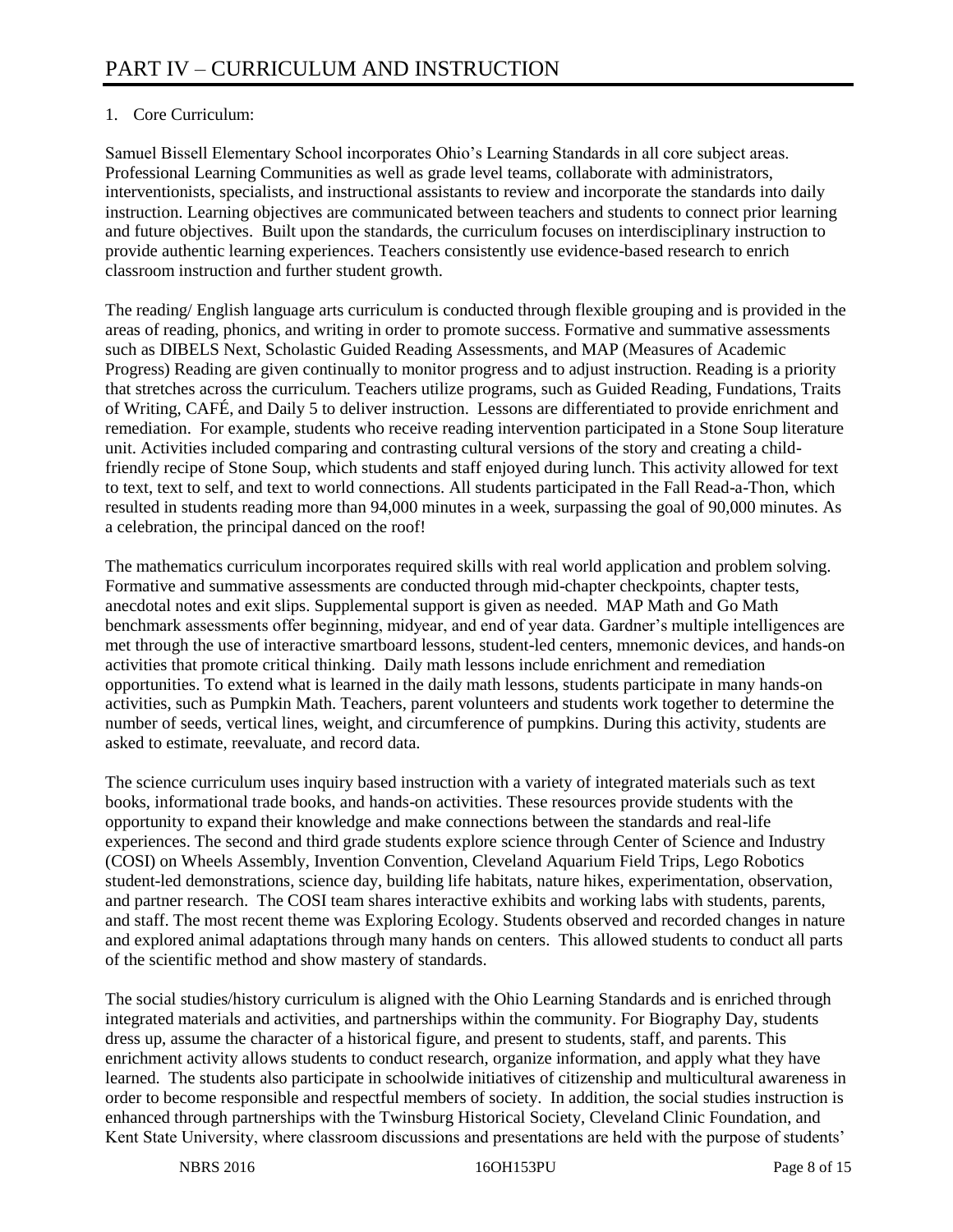# PART IV – CURRICULUM AND INSTRUCTION

1. Core Curriculum:

Samuel Bissell Elementary School incorporates Ohio's Learning Standards in all core subject areas. Professional Learning Communities as well as grade level teams, collaborate with administrators, interventionists, specialists, and instructional assistants to review and incorporate the standards into daily instruction. Learning objectives are communicated between teachers and students to connect prior learning and future objectives. Built upon the standards, the curriculum focuses on interdisciplinary instruction to provide authentic learning experiences. Teachers consistently use evidence-based research to enrich classroom instruction and further student growth.

The reading/ English language arts curriculum is conducted through flexible grouping and is provided in the areas of reading, phonics, and writing in order to promote success. Formative and summative assessments such as DIBELS Next, Scholastic Guided Reading Assessments, and MAP (Measures of Academic Progress) Reading are given continually to monitor progress and to adjust instruction. Reading is a priority that stretches across the curriculum. Teachers utilize programs, such as Guided Reading, Fundations, Traits of Writing, CAFÉ, and Daily 5 to deliver instruction. Lessons are differentiated to provide enrichment and remediation. For example, students who receive reading intervention participated in a Stone Soup literature unit. Activities included comparing and contrasting cultural versions of the story and creating a child-friendly recipe of Stone Soup, which students and staff enjoyed during lunch. This activity allowed for text to text, text to self, and text to world connections. All students participated in the Fall Read-a-Thon, which resulted in students reading more than 94,000 minutes in a week, surpassing the goal of 90,000 minutes. As a celebration, the principal danced on the roof!

The mathematics curriculum incorporates required skills with real world application and problem solving. Formative and summative assessments are conducted through mid-chapter checkpoints, chapter tests, anecdotal notes and exit slips. Supplemental support is given as needed. MAP Math and Go Math benchmark assessments offer beginning, midyear, and end of year data. Gardner's multiple intelligences are met through the use of interactive smartboard lessons, student-led centers, mnemonic devices, and hands-on activities that promote critical thinking. Daily math lessons include enrichment and remediation opportunities. To extend what is learned in the daily math lessons, students participate in many hands-on activities, such as Pumpkin Math. Teachers, parent volunteers and students work together to determine the number of seeds, vertical lines, weight, and circumference of pumpkins. During this activity, students are asked to estimate, reevaluate, and record data.

The science curriculum uses inquiry based instruction with a variety of integrated materials such as text books, informational trade books, and hands-on activities. These resources provide students with the opportunity to expand their knowledge and make connections between the standards and real-life experiences. The second and third grade students explore science through Center of Science and Industry (COSI) on Wheels Assembly, Invention Convention, Cleveland Aquarium Field Trips, Lego Robotics student-led demonstrations, science day, building life habitats, nature hikes, experimentation, observation, and partner research. The COSI team shares interactive exhibits and working labs with students, parents, and staff. The most recent theme was Exploring Ecology. Students observed and recorded changes in nature and explored animal adaptations through many hands on centers. This allowed students to conduct all parts of the scientific method and show mastery of standards.

The social studies/history curriculum is aligned with the Ohio Learning Standards and is enriched through integrated materials and activities, and partnerships within the community. For Biography Day, students dress up, assume the character of a historical figure, and present to students, staff, and parents. This enrichment activity allows students to conduct research, organize information, and apply what they have learned. The students also participate in schoolwide initiatives of citizenship and multicultural awareness in order to become responsible and respectful members of society. In addition, the social studies instruction is enhanced through partnerships with the Twinsburg Historical Society, Cleveland Clinic Foundation, and Kent State University, where classroom discussions and presentations are held with the purpose of students'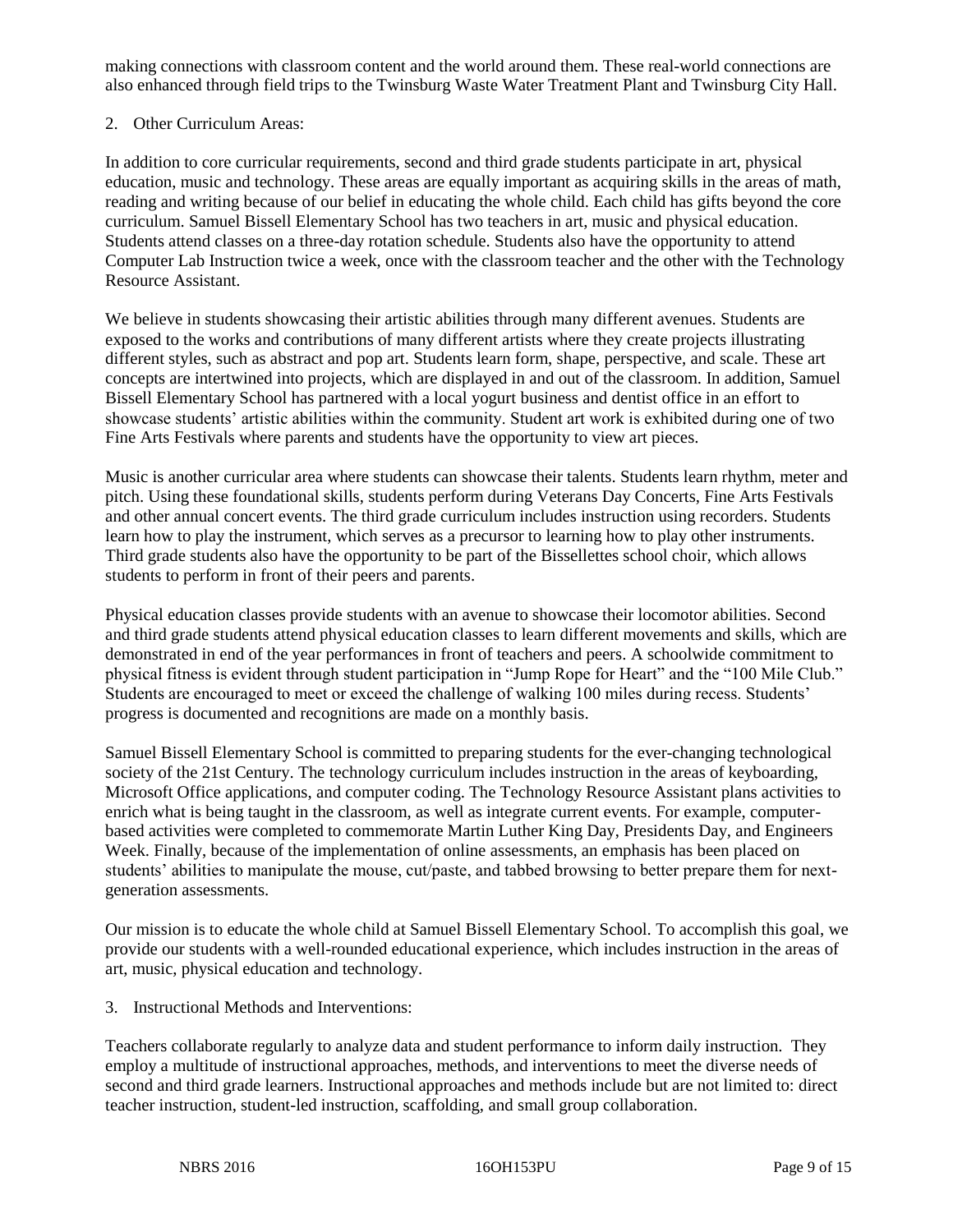making connections with classroom content and the world around them. These real-world connections are also enhanced through field trips to the Twinsburg Waste Water Treatment Plant and Twinsburg City Hall.

2. Other Curriculum Areas:

In addition to core curricular requirements, second and third grade students participate in art, physical education, music and technology. These areas are equally important as acquiring skills in the areas of math, reading and writing because of our belief in educating the whole child. Each child has gifts beyond the core curriculum. Samuel Bissell Elementary School has two teachers in art, music and physical education. Students attend classes on a three-day rotation schedule. Students also have the opportunity to attend Computer Lab Instruction twice a week, once with the classroom teacher and the other with the Technology Resource Assistant.

We believe in students showcasing their artistic abilities through many different avenues. Students are exposed to the works and contributions of many different artists where they create projects illustrating different styles, such as abstract and pop art. Students learn form, shape, perspective, and scale. These art concepts are intertwined into projects, which are displayed in and out of the classroom. In addition, Samuel Bissell Elementary School has partnered with a local yogurt business and dentist office in an effort to showcase students' artistic abilities within the community. Student art work is exhibited during one of two Fine Arts Festivals where parents and students have the opportunity to view art pieces.

Music is another curricular area where students can showcase their talents. Students learn rhythm, meter and pitch. Using these foundational skills, students perform during Veterans Day Concerts, Fine Arts Festivals and other annual concert events. The third grade curriculum includes instruction using recorders. Students learn how to play the instrument, which serves as a precursor to learning how to play other instruments. Third grade students also have the opportunity to be part of the Bissellettes school choir, which allows students to perform in front of their peers and parents.

Physical education classes provide students with an avenue to showcase their locomotor abilities. Second and third grade students attend physical education classes to learn different movements and skills, which are demonstrated in end of the year performances in front of teachers and peers. A schoolwide commitment to physical fitness is evident through student participation in "Jump Rope for Heart" and the "100 Mile Club." Students are encouraged to meet or exceed the challenge of walking 100 miles during recess. Students' progress is documented and recognitions are made on a monthly basis.

Samuel Bissell Elementary School is committed to preparing students for the ever-changing technological society of the 21st Century. The technology curriculum includes instruction in the areas of keyboarding, Microsoft Office applications, and computer coding. The Technology Resource Assistant plans activities to enrich what is being taught in the classroom, as well as integrate current events. For example, computer-based activities were completed to commemorate Martin Luther King Day, Presidents Day, and Engineers Week. Finally, because of the implementation of online assessments, an emphasis has been placed on students' abilities to manipulate the mouse, cut/paste, and tabbed browsing to better prepare them for next-generation assessments.

Our mission is to educate the whole child at Samuel Bissell Elementary School. To accomplish this goal, we provide our students with a well-rounded educational experience, which includes instruction in the areas of art, music, physical education and technology.

3. Instructional Methods and Interventions:

Teachers collaborate regularly to analyze data and student performance to inform daily instruction. They employ a multitude of instructional approaches, methods, and interventions to meet the diverse needs of second and third grade learners. Instructional approaches and methods include but are not limited to: direct teacher instruction, student-led instruction, scaffolding, and small group collaboration.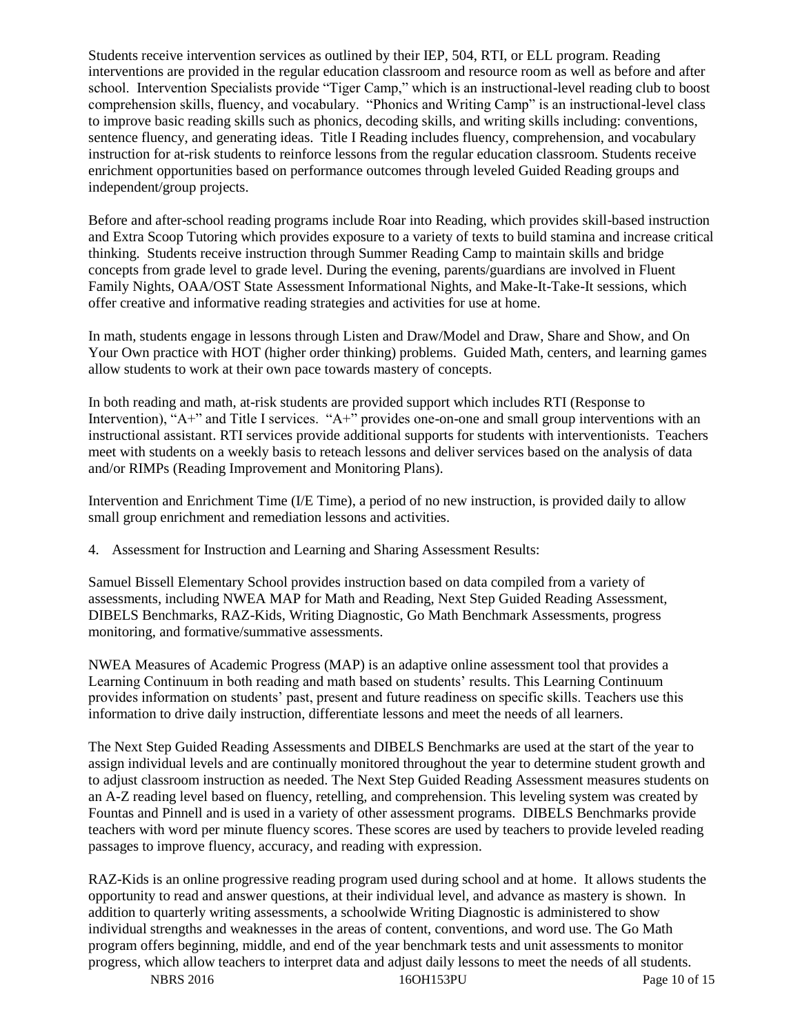Students receive intervention services as outlined by their IEP, 504, RTI, or ELL program. Reading interventions are provided in the regular education classroom and resource room as well as before and after school. Intervention Specialists provide "Tiger Camp," which is an instructional-level reading club to boost comprehension skills, fluency, and vocabulary. "Phonics and Writing Camp" is an instructional-level class to improve basic reading skills such as phonics, decoding skills, and writing skills including: conventions, sentence fluency, and generating ideas. Title I Reading includes fluency, comprehension, and vocabulary instruction for at-risk students to reinforce lessons from the regular education classroom. Students receive enrichment opportunities based on performance outcomes through leveled Guided Reading groups and independent/group projects.

Before and after-school reading programs include Roar into Reading, which provides skill-based instruction and Extra Scoop Tutoring which provides exposure to a variety of texts to build stamina and increase critical thinking. Students receive instruction through Summer Reading Camp to maintain skills and bridge concepts from grade level to grade level. During the evening, parents/guardians are involved in Fluent Family Nights, OAA/OST State Assessment Informational Nights, and Make-It-Take-It sessions, which offer creative and informative reading strategies and activities for use at home.

In math, students engage in lessons through Listen and Draw/Model and Draw, Share and Show, and On Your Own practice with HOT (higher order thinking) problems. Guided Math, centers, and learning games allow students to work at their own pace towards mastery of concepts.

In both reading and math, at-risk students are provided support which includes RTI (Response to Intervention), "A+" and Title I services. "A+" provides one-on-one and small group interventions with an instructional assistant. RTI services provide additional supports for students with interventionists. Teachers meet with students on a weekly basis to reteach lessons and deliver services based on the analysis of data and/or RIMPs (Reading Improvement and Monitoring Plans).

Intervention and Enrichment Time (I/E Time), a period of no new instruction, is provided daily to allow small group enrichment and remediation lessons and activities.

4. Assessment for Instruction and Learning and Sharing Assessment Results:

Samuel Bissell Elementary School provides instruction based on data compiled from a variety of assessments, including NWEA MAP for Math and Reading, Next Step Guided Reading Assessment, DIBELS Benchmarks, RAZ-Kids, Writing Diagnostic, Go Math Benchmark Assessments, progress monitoring, and formative/summative assessments.

NWEA Measures of Academic Progress (MAP) is an adaptive online assessment tool that provides a Learning Continuum in both reading and math based on students' results. This Learning Continuum provides information on students' past, present and future readiness on specific skills. Teachers use this information to drive daily instruction, differentiate lessons and meet the needs of all learners.

The Next Step Guided Reading Assessments and DIBELS Benchmarks are used at the start of the year to assign individual levels and are continually monitored throughout the year to determine student growth and to adjust classroom instruction as needed. The Next Step Guided Reading Assessment measures students on an A-Z reading level based on fluency, retelling, and comprehension. This leveling system was created by Fountas and Pinnell and is used in a variety of other assessment programs. DIBELS Benchmarks provide teachers with word per minute fluency scores. These scores are used by teachers to provide leveled reading passages to improve fluency, accuracy, and reading with expression.

RAZ-Kids is an online progressive reading program used during school and at home. It allows students the opportunity to read and answer questions, at their individual level, and advance as mastery is shown. In addition to quarterly writing assessments, a schoolwide Writing Diagnostic is administered to show individual strengths and weaknesses in the areas of content, conventions, and word use. The Go Math program offers beginning, middle, and end of the year benchmark tests and unit assessments to monitor progress, which allow teachers to interpret data and adjust daily lessons to meet the needs of all students.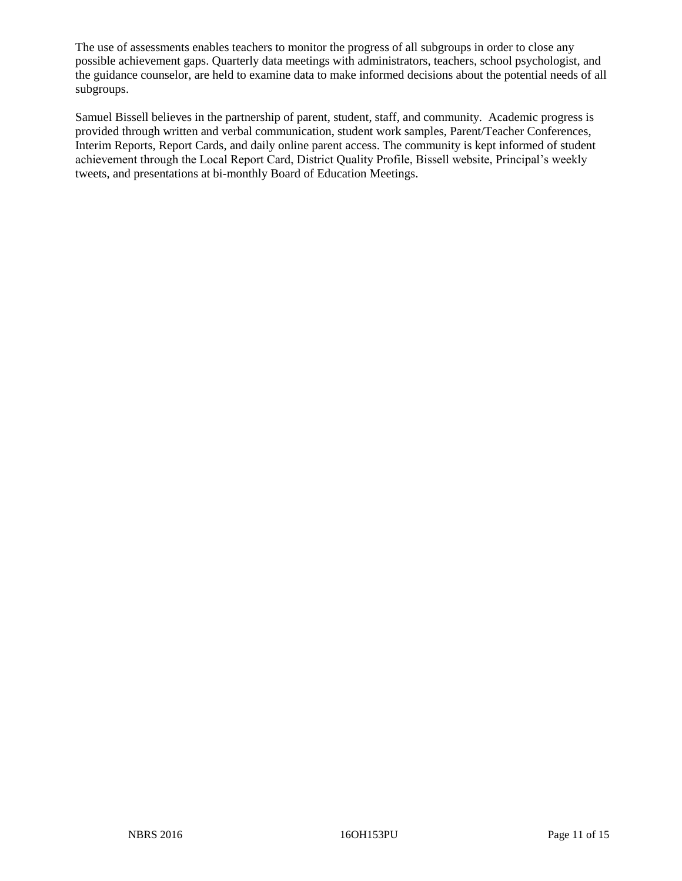The use of assessments enables teachers to monitor the progress of all subgroups in order to close any possible achievement gaps. Quarterly data meetings with administrators, teachers, school psychologist, and the guidance counselor, are held to examine data to make informed decisions about the potential needs of all subgroups.

Samuel Bissell believes in the partnership of parent, student, staff, and community. Academic progress is provided through written and verbal communication, student work samples, Parent/Teacher Conferences, Interim Reports, Report Cards, and daily online parent access. The community is kept informed of student achievement through the Local Report Card, District Quality Profile, Bissell website, Principal's weekly tweets, and presentations at bi-monthly Board of Education Meetings.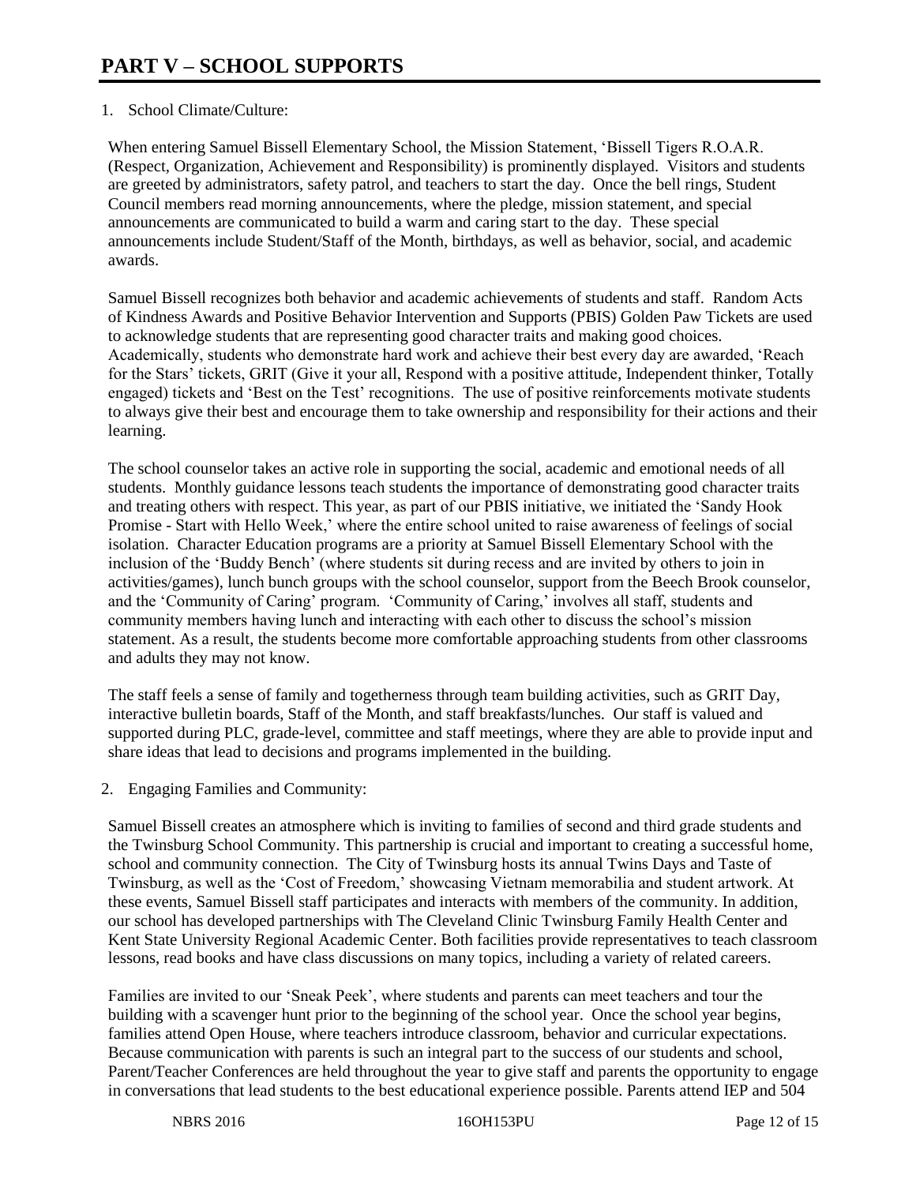# PART V – SCHOOL SUPPORTS

1. School Climate/Culture:

When entering Samuel Bissell Elementary School, the Mission Statement, 'Bissell Tigers R.O.A.R. (Respect, Organization, Achievement and Responsibility) is prominently displayed. Visitors and students are greeted by administrators, safety patrol, and teachers to start the day. Once the bell rings, Student Council members read morning announcements, where the pledge, mission statement, and special announcements are communicated to build a warm and caring start to the day. These special announcements include Student/Staff of the Month, birthdays, as well as behavior, social, and academic awards.

Samuel Bissell recognizes both behavior and academic achievements of students and staff. Random Acts of Kindness Awards and Positive Behavior Intervention and Supports (PBIS) Golden Paw Tickets are used to acknowledge students that are representing good character traits and making good choices. Academically, students who demonstrate hard work and achieve their best every day are awarded, 'Reach for the Stars' tickets, GRIT (Give it your all, Respond with a positive attitude, Independent thinker, Totally engaged) tickets and 'Best on the Test' recognitions. The use of positive reinforcements motivate students to always give their best and encourage them to take ownership and responsibility for their actions and their learning.

The school counselor takes an active role in supporting the social, academic and emotional needs of all students. Monthly guidance lessons teach students the importance of demonstrating good character traits and treating others with respect. This year, as part of our PBIS initiative, we initiated the 'Sandy Hook Promise - Start with Hello Week,' where the entire school united to raise awareness of feelings of social isolation. Character Education programs are a priority at Samuel Bissell Elementary School with the inclusion of the 'Buddy Bench' (where students sit during recess and are invited by others to join in activities/games), lunch bunch groups with the school counselor, support from the Beech Brook counselor, and the 'Community of Caring' program. 'Community of Caring,' involves all staff, students and community members having lunch and interacting with each other to discuss the school's mission statement. As a result, the students become more comfortable approaching students from other classrooms and adults they may not know.

The staff feels a sense of family and togetherness through team building activities, such as GRIT Day, interactive bulletin boards, Staff of the Month, and staff breakfasts/lunches. Our staff is valued and supported during PLC, grade-level, committee and staff meetings, where they are able to provide input and share ideas that lead to decisions and programs implemented in the building.

2. Engaging Families and Community:

Samuel Bissell creates an atmosphere which is inviting to families of second and third grade students and the Twinsburg School Community. This partnership is crucial and important to creating a successful home, school and community connection. The City of Twinsburg hosts its annual Twins Days and Taste of Twinsburg, as well as the 'Cost of Freedom,' showcasing Vietnam memorabilia and student artwork. At these events, Samuel Bissell staff participates and interacts with members of the community. In addition, our school has developed partnerships with The Cleveland Clinic Twinsburg Family Health Center and Kent State University Regional Academic Center. Both facilities provide representatives to teach classroom lessons, read books and have class discussions on many topics, including a variety of related careers.

Families are invited to our 'Sneak Peek', where students and parents can meet teachers and tour the building with a scavenger hunt prior to the beginning of the school year. Once the school year begins, families attend Open House, where teachers introduce classroom, behavior and curricular expectations. Because communication with parents is such an integral part to the success of our students and school, Parent/Teacher Conferences are held throughout the year to give staff and parents the opportunity to engage in conversations that lead students to the best educational experience possible. Parents attend IEP and 504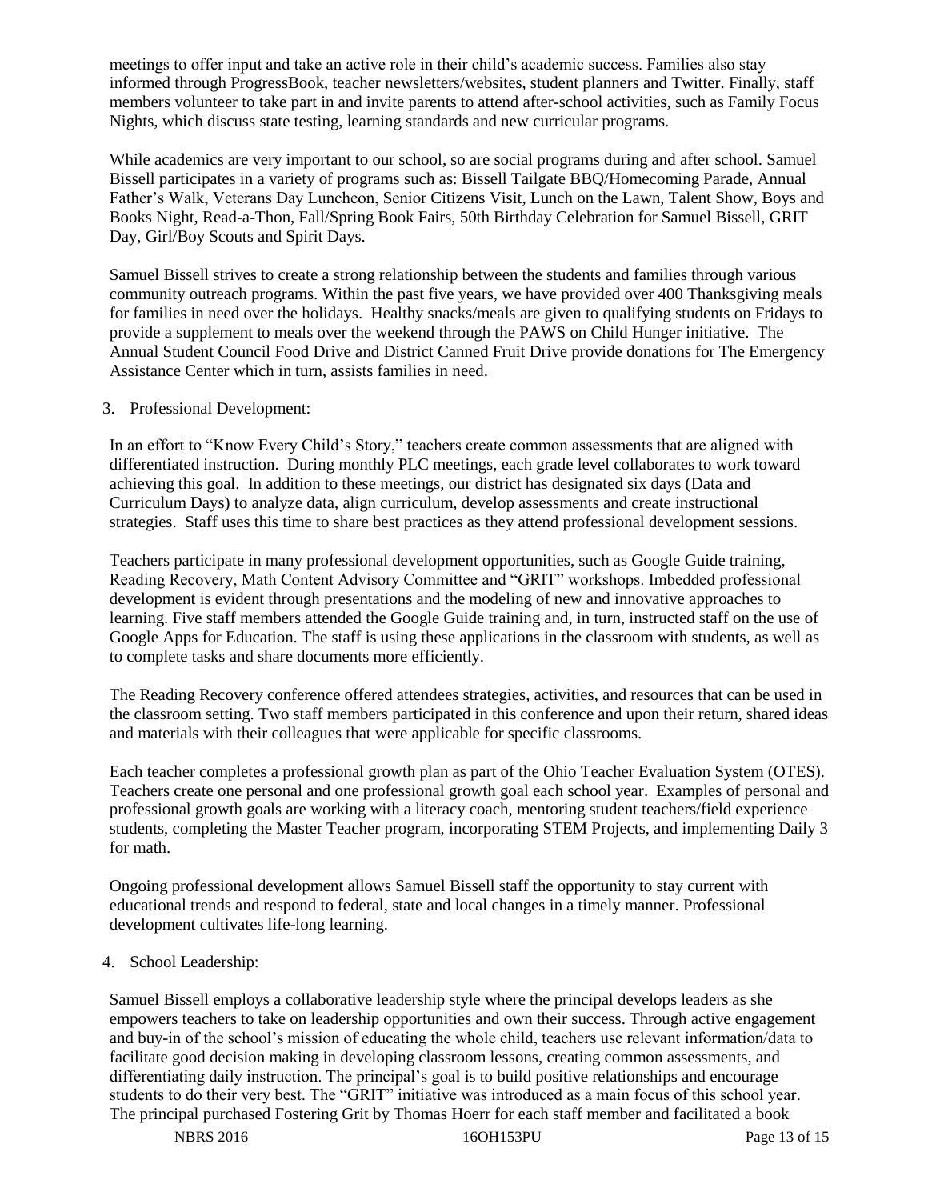meetings to offer input and take an active role in their child's academic success. Families also stay informed through ProgressBook, teacher newsletters/websites, student planners and Twitter. Finally, staff members volunteer to take part in and invite parents to attend after-school activities, such as Family Focus Nights, which discuss state testing, learning standards and new curricular programs.

While academics are very important to our school, so are social programs during and after school. Samuel Bissell participates in a variety of programs such as: Bissell Tailgate BBQ/Homecoming Parade, Annual Father's Walk, Veterans Day Luncheon, Senior Citizens Visit, Lunch on the Lawn, Talent Show, Boys and Books Night, Read-a-Thon, Fall/Spring Book Fairs, 50th Birthday Celebration for Samuel Bissell, GRIT Day, Girl/Boy Scouts and Spirit Days.

Samuel Bissell strives to create a strong relationship between the students and families through various community outreach programs. Within the past five years, we have provided over 400 Thanksgiving meals for families in need over the holidays. Healthy snacks/meals are given to qualifying students on Fridays to provide a supplement to meals over the weekend through the PAWS on Child Hunger initiative. The Annual Student Council Food Drive and District Canned Fruit Drive provide donations for The Emergency Assistance Center which in turn, assists families in need.

3. Professional Development:

In an effort to "Know Every Child's Story," teachers create common assessments that are aligned with differentiated instruction. During monthly PLC meetings, each grade level collaborates to work toward achieving this goal. In addition to these meetings, our district has designated six days (Data and Curriculum Days) to analyze data, align curriculum, develop assessments and create instructional strategies. Staff uses this time to share best practices as they attend professional development sessions.

Teachers participate in many professional development opportunities, such as Google Guide training, Reading Recovery, Math Content Advisory Committee and "GRIT" workshops. Imbedded professional development is evident through presentations and the modeling of new and innovative approaches to learning. Five staff members attended the Google Guide training and, in turn, instructed staff on the use of Google Apps for Education. The staff is using these applications in the classroom with students, as well as to complete tasks and share documents more efficiently.

The Reading Recovery conference offered attendees strategies, activities, and resources that can be used in the classroom setting. Two staff members participated in this conference and upon their return, shared ideas and materials with their colleagues that were applicable for specific classrooms.

Each teacher completes a professional growth plan as part of the Ohio Teacher Evaluation System (OTES). Teachers create one personal and one professional growth goal each school year. Examples of personal and professional growth goals are working with a literacy coach, mentoring student teachers/field experience students, completing the Master Teacher program, incorporating STEM Projects, and implementing Daily 3 for math.

Ongoing professional development allows Samuel Bissell staff the opportunity to stay current with educational trends and respond to federal, state and local changes in a timely manner. Professional development cultivates life-long learning.

4. School Leadership:

Samuel Bissell employs a collaborative leadership style where the principal develops leaders as she empowers teachers to take on leadership opportunities and own their success. Through active engagement and buy-in of the school's mission of educating the whole child, teachers use relevant information/data to facilitate good decision making in developing classroom lessons, creating common assessments, and differentiating daily instruction. The principal's goal is to build positive relationships and encourage students to do their very best. The "GRIT" initiative was introduced as a main focus of this school year. The principal purchased Fostering Grit by Thomas Hoerr for each staff member and facilitated a book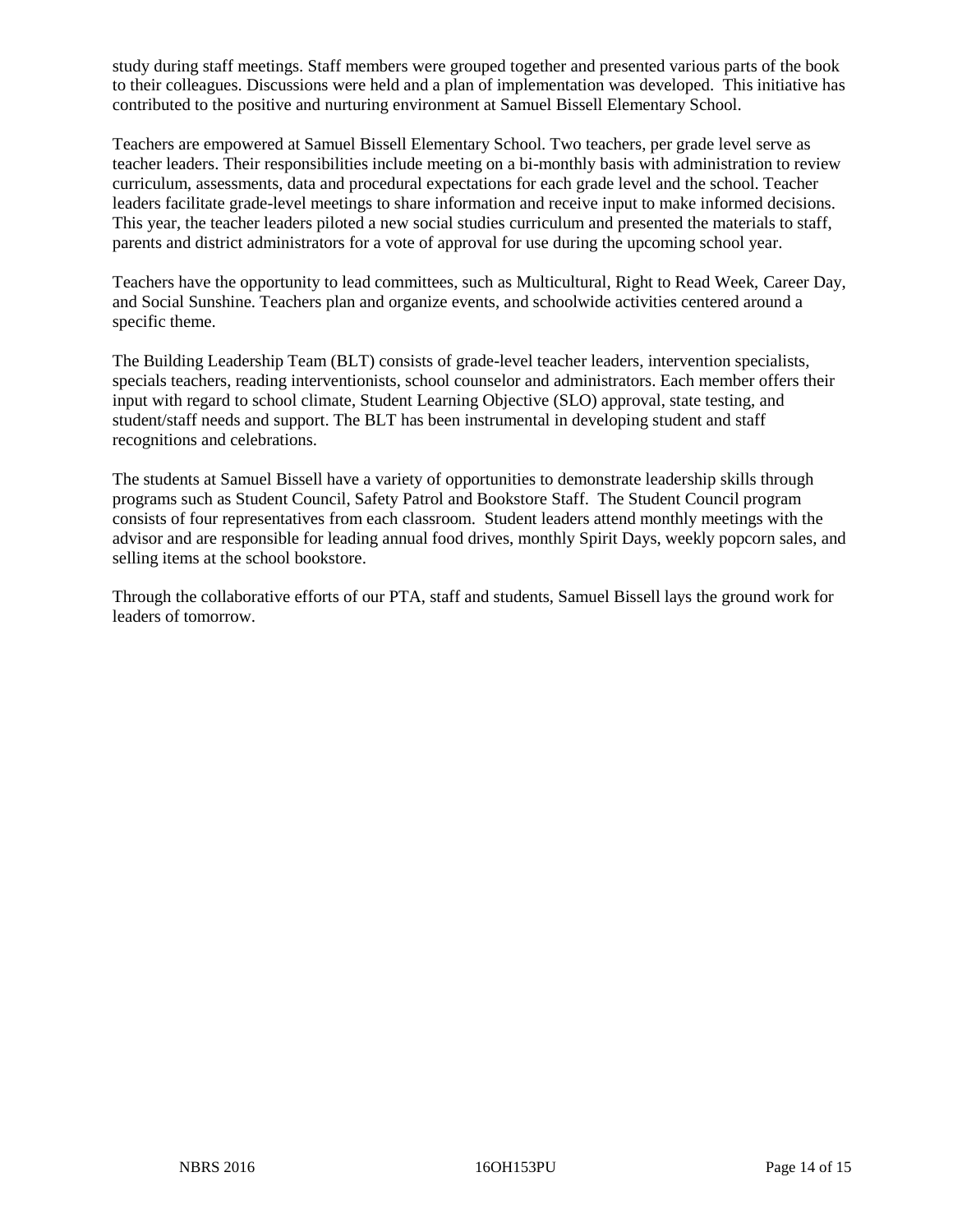study during staff meetings. Staff members were grouped together and presented various parts of the book to their colleagues. Discussions were held and a plan of implementation was developed. This initiative has contributed to the positive and nurturing environment at Samuel Bissell Elementary School.

Teachers are empowered at Samuel Bissell Elementary School. Two teachers, per grade level serve as teacher leaders. Their responsibilities include meeting on a bi-monthly basis with administration to review curriculum, assessments, data and procedural expectations for each grade level and the school. Teacher leaders facilitate grade-level meetings to share information and receive input to make informed decisions. This year, the teacher leaders piloted a new social studies curriculum and presented the materials to staff, parents and district administrators for a vote of approval for use during the upcoming school year.

Teachers have the opportunity to lead committees, such as Multicultural, Right to Read Week, Career Day, and Social Sunshine. Teachers plan and organize events, and schoolwide activities centered around a specific theme.

The Building Leadership Team (BLT) consists of grade-level teacher leaders, intervention specialists, specials teachers, reading interventionists, school counselor and administrators. Each member offers their input with regard to school climate, Student Learning Objective (SLO) approval, state testing, and student/staff needs and support. The BLT has been instrumental in developing student and staff recognitions and celebrations.

The students at Samuel Bissell have a variety of opportunities to demonstrate leadership skills through programs such as Student Council, Safety Patrol and Bookstore Staff. The Student Council program consists of four representatives from each classroom. Student leaders attend monthly meetings with the advisor and are responsible for leading annual food drives, monthly Spirit Days, weekly popcorn sales, and selling items at the school bookstore.

Through the collaborative efforts of our PTA, staff and students, Samuel Bissell lays the ground work for leaders of tomorrow.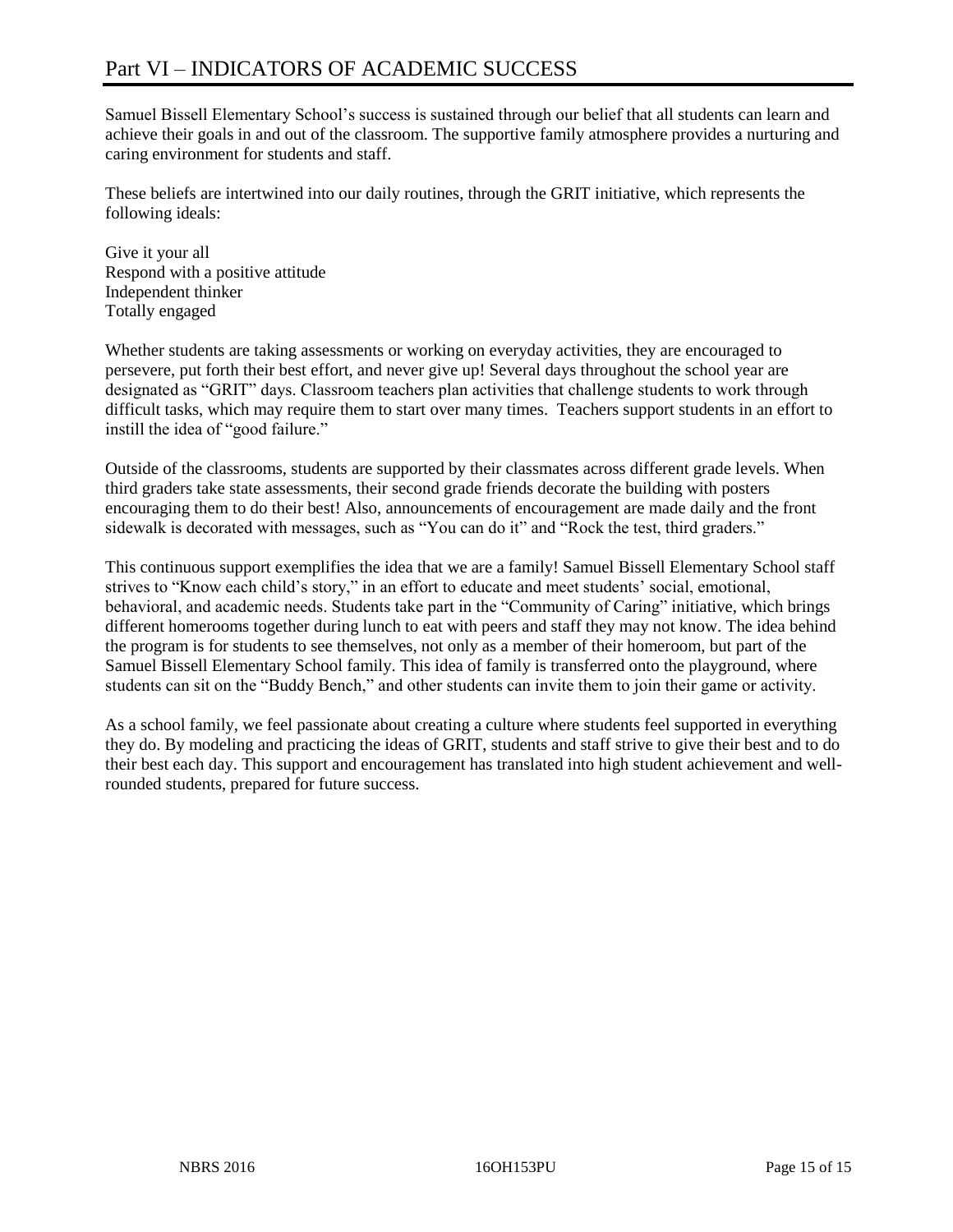# Part VI – INDICATORS OF ACADEMIC SUCCESS

Samuel Bissell Elementary School's success is sustained through our belief that all students can learn and achieve their goals in and out of the classroom. The supportive family atmosphere provides a nurturing and caring environment for students and staff.

These beliefs are intertwined into our daily routines, through the GRIT initiative, which represents the following ideals:

Give it your all
Respond with a positive attitude
Independent thinker
Totally engaged

Whether students are taking assessments or working on everyday activities, they are encouraged to persevere, put forth their best effort, and never give up! Several days throughout the school year are designated as "GRIT" days. Classroom teachers plan activities that challenge students to work through difficult tasks, which may require them to start over many times. Teachers support students in an effort to instill the idea of "good failure."

Outside of the classrooms, students are supported by their classmates across different grade levels. When third graders take state assessments, their second grade friends decorate the building with posters encouraging them to do their best! Also, announcements of encouragement are made daily and the front sidewalk is decorated with messages, such as "You can do it" and "Rock the test, third graders."

This continuous support exemplifies the idea that we are a family! Samuel Bissell Elementary School staff strives to "Know each child's story," in an effort to educate and meet students' social, emotional, behavioral, and academic needs. Students take part in the "Community of Caring" initiative, which brings different homerooms together during lunch to eat with peers and staff they may not know. The idea behind the program is for students to see themselves, not only as a member of their homeroom, but part of the Samuel Bissell Elementary School family. This idea of family is transferred onto the playground, where students can sit on the "Buddy Bench," and other students can invite them to join their game or activity.

As a school family, we feel passionate about creating a culture where students feel supported in everything they do. By modeling and practicing the ideas of GRIT, students and staff strive to give their best and to do their best each day. This support and encouragement has translated into high student achievement and well-rounded students, prepared for future success.